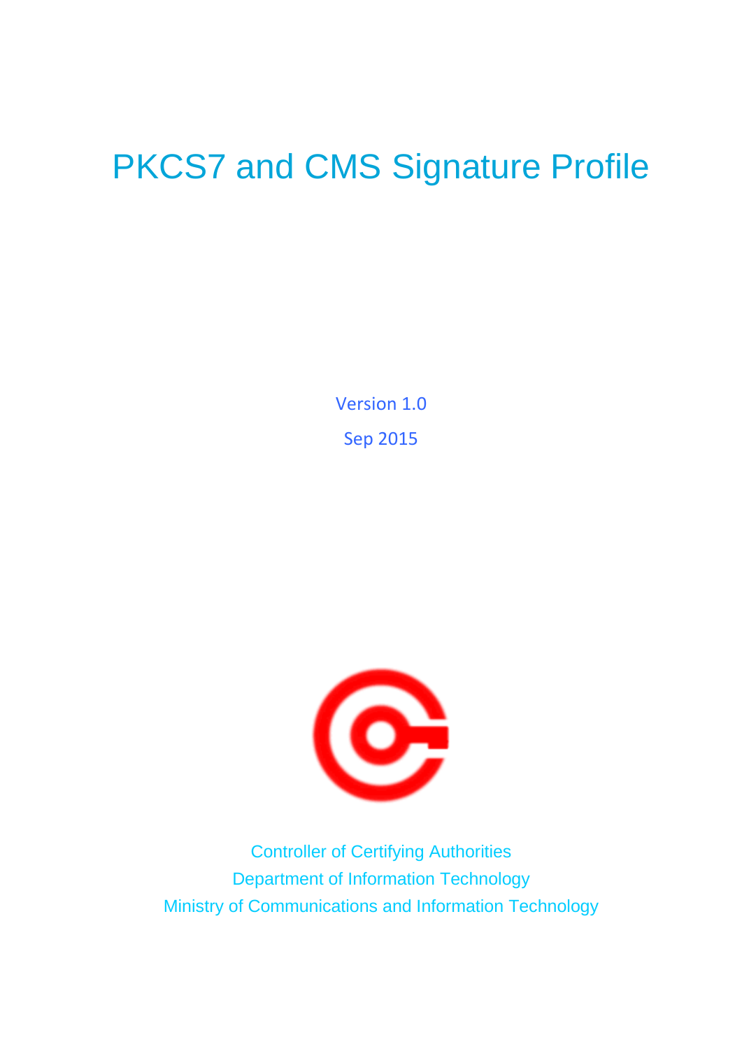# PKCS7 and CMS Signature Profile

Version 1.0

Sep 2015

Controller of Certifying Authorities

Department of Information Technology

Ministry of Communications and Information Technology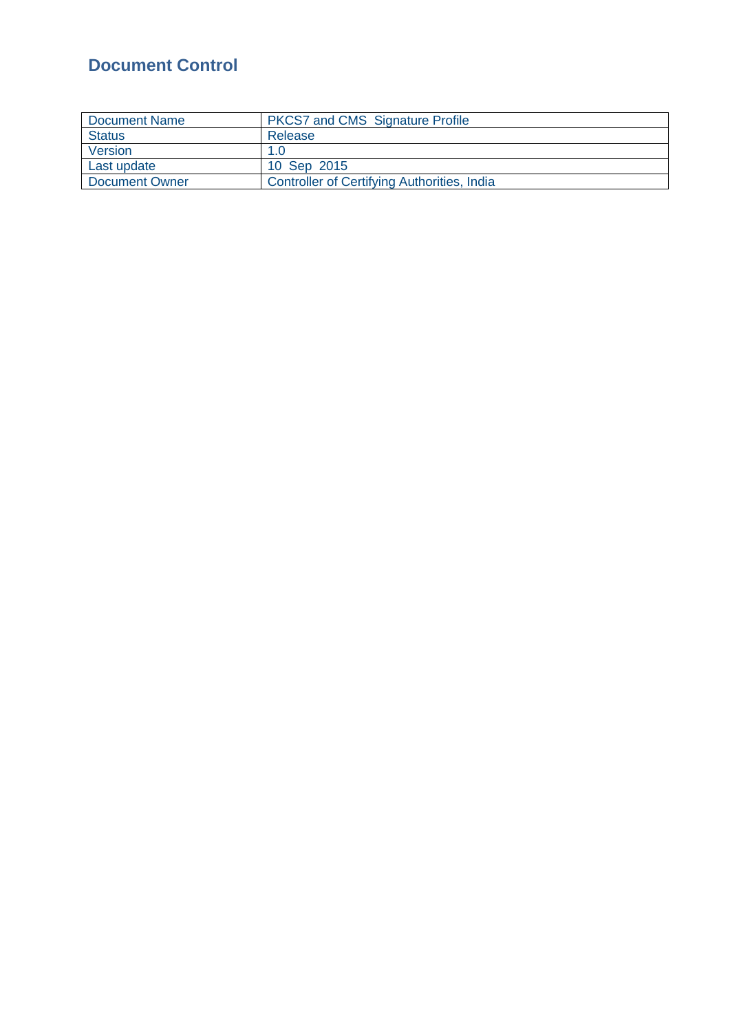## Document Control

| Document Name | PKCS7 and CMS Signature Profile |
|---|---|
| Status | Release |
| Version | 1.0 |
| Last update | 10 Sep 2015 |
| Document Owner | Controller of Certifying Authorities, India |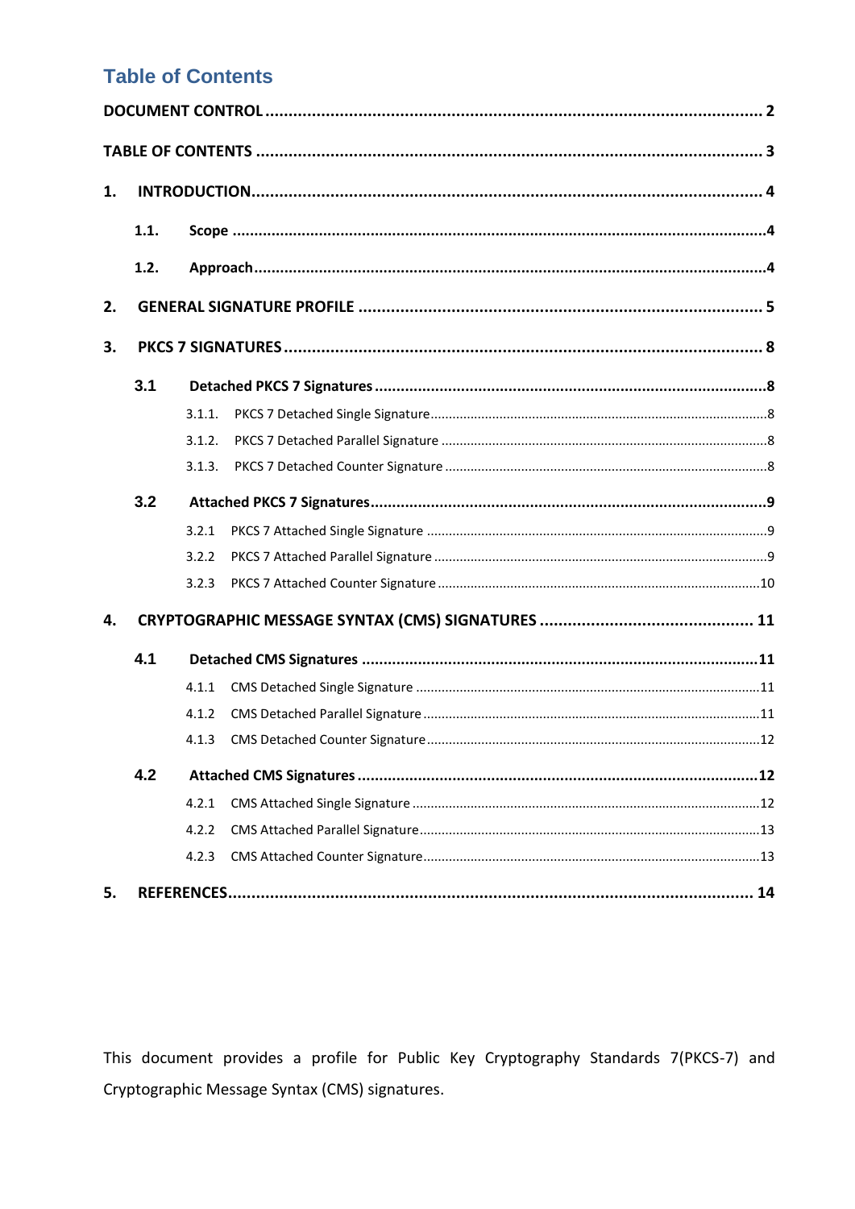# Table of Contents

**DOCUMENT CONTROL** ........................................................ 2

**TABLE OF CONTENTS** ........................................................ 3

**1. INTRODUCTION** ........................................................ 4

- **1.1. Scope** ........................................................ 4
- **1.2. Approach** ........................................................ 4

**2. GENERAL SIGNATURE PROFILE** ........................................................ 5

**3. PKCS 7 SIGNATURES** ........................................................ 8

- **3.1 Detached PKCS 7 Signatures** ........................................................ 8
  - 3.1.1. PKCS 7 Detached Single Signature ........................................................ 8
  - 3.1.2. PKCS 7 Detached Parallel Signature ........................................................ 8
  - 3.1.3. PKCS 7 Detached Counter Signature ........................................................ 8
- **3.2 Attached PKCS 7 Signatures** ........................................................ 9
  - 3.2.1 PKCS 7 Attached Single Signature ........................................................ 9
  - 3.2.2 PKCS 7 Attached Parallel Signature ........................................................ 9
  - 3.2.3 PKCS 7 Attached Counter Signature ........................................................ 10

**4. CRYPTOGRAPHIC MESSAGE SYNTAX (CMS) SIGNATURES** ........................................................ 11

- **4.1 Detached CMS Signatures** ........................................................ 11
  - 4.1.1 CMS Detached Single Signature ........................................................ 11
  - 4.1.2 CMS Detached Parallel Signature ........................................................ 11
  - 4.1.3 CMS Detached Counter Signature ........................................................ 12
- **4.2 Attached CMS Signatures** ........................................................ 12
  - 4.2.1 CMS Attached Single Signature ........................................................ 12
  - 4.2.2 CMS Attached Parallel Signature ........................................................ 13
  - 4.2.3 CMS Attached Counter Signature ........................................................ 13

**5. REFERENCES** ........................................................ 14

This document provides a profile for Public Key Cryptography Standards 7(PKCS-7) and Cryptographic Message Syntax (CMS) signatures.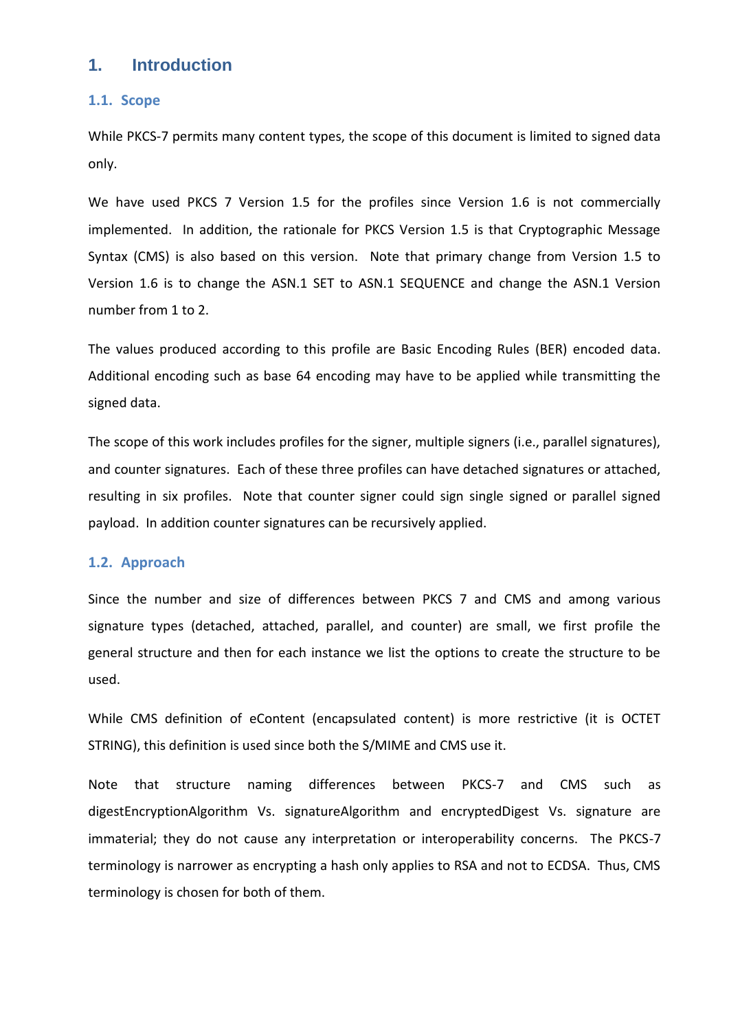# 1. Introduction

## 1.1. Scope

While PKCS-7 permits many content types, the scope of this document is limited to signed data only.

We have used PKCS 7 Version 1.5 for the profiles since Version 1.6 is not commercially implemented. In addition, the rationale for PKCS Version 1.5 is that Cryptographic Message Syntax (CMS) is also based on this version. Note that primary change from Version 1.5 to Version 1.6 is to change the ASN.1 SET to ASN.1 SEQUENCE and change the ASN.1 Version number from 1 to 2.

The values produced according to this profile are Basic Encoding Rules (BER) encoded data. Additional encoding such as base 64 encoding may have to be applied while transmitting the signed data.

The scope of this work includes profiles for the signer, multiple signers (i.e., parallel signatures), and counter signatures. Each of these three profiles can have detached signatures or attached, resulting in six profiles. Note that counter signer could sign single signed or parallel signed payload. In addition counter signatures can be recursively applied.

## 1.2. Approach

Since the number and size of differences between PKCS 7 and CMS and among various signature types (detached, attached, parallel, and counter) are small, we first profile the general structure and then for each instance we list the options to create the structure to be used.

While CMS definition of eContent (encapsulated content) is more restrictive (it is OCTET STRING), this definition is used since both the S/MIME and CMS use it.

Note that structure naming differences between PKCS-7 and CMS such as digestEncryptionAlgorithm Vs. signatureAlgorithm and encryptedDigest Vs. signature are immaterial; they do not cause any interpretation or interoperability concerns. The PKCS-7 terminology is narrower as encrypting a hash only applies to RSA and not to ECDSA. Thus, CMS terminology is chosen for both of them.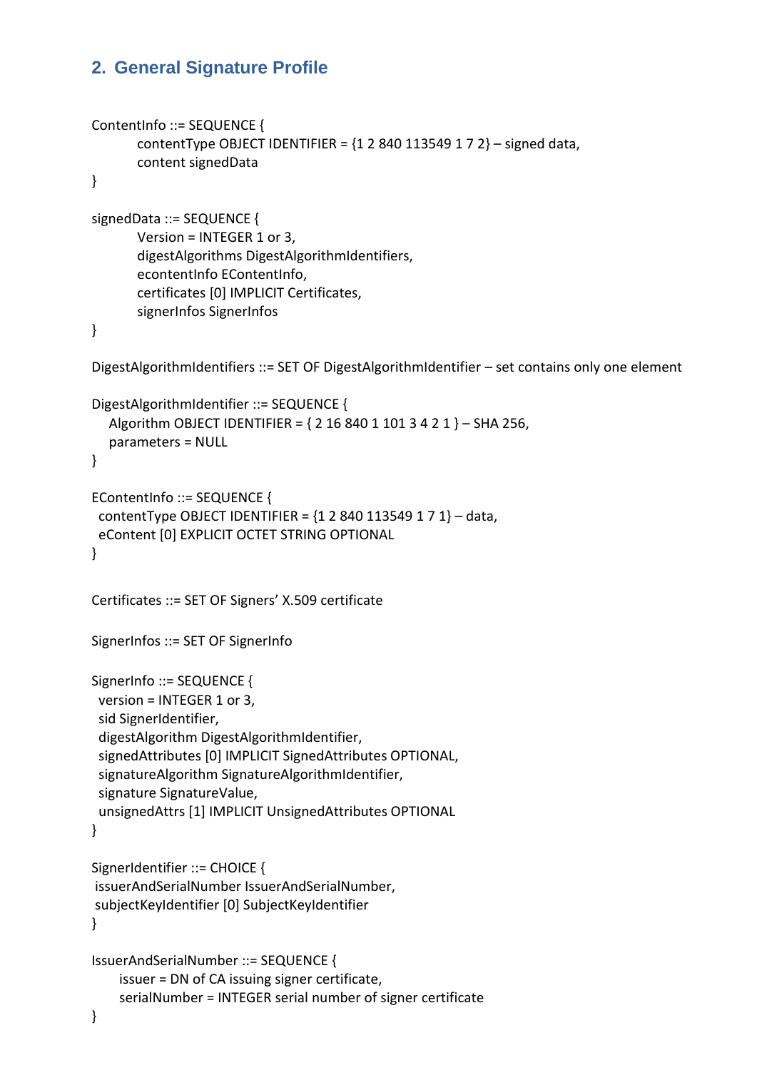## 2. General Signature Profile

```
ContentInfo ::= SEQUENCE {
        contentType OBJECT IDENTIFIER = {1 2 840 113549 1 7 2} – signed data,
        content signedData
}

signedData ::= SEQUENCE {
        Version = INTEGER 1 or 3,
        digestAlgorithms DigestAlgorithmIdentifiers,
        econtentInfo EContentInfo,
        certificates [0] IMPLICIT Certificates,
        signerInfos SignerInfos
}

DigestAlgorithmIdentifiers ::= SET OF DigestAlgorithmIdentifier – set contains only one element

DigestAlgorithmIdentifier ::= SEQUENCE {
    Algorithm OBJECT IDENTIFIER = { 2 16 840 1 101 3 4 2 1 } – SHA 256,
    parameters = NULL
}

EContentInfo ::= SEQUENCE {
  contentType OBJECT IDENTIFIER = {1 2 840 113549 1 7 1} – data,
  eContent [0] EXPLICIT OCTET STRING OPTIONAL
}

Certificates ::= SET OF Signers' X.509 certificate

SignerInfos ::= SET OF SignerInfo

SignerInfo ::= SEQUENCE {
  version = INTEGER 1 or 3,
  sid SignerIdentifier,
  digestAlgorithm DigestAlgorithmIdentifier,
  signedAttributes [0] IMPLICIT SignedAttributes OPTIONAL,
  signatureAlgorithm SignatureAlgorithmIdentifier,
  signature SignatureValue,
  unsignedAttrs [1] IMPLICIT UnsignedAttributes OPTIONAL
}

SignerIdentifier ::= CHOICE {
 issuerAndSerialNumber IssuerAndSerialNumber,
 subjectKeyIdentifier [0] SubjectKeyIdentifier
}

IssuerAndSerialNumber ::= SEQUENCE {
      issuer = DN of CA issuing signer certificate,
      serialNumber = INTEGER serial number of signer certificate
}
```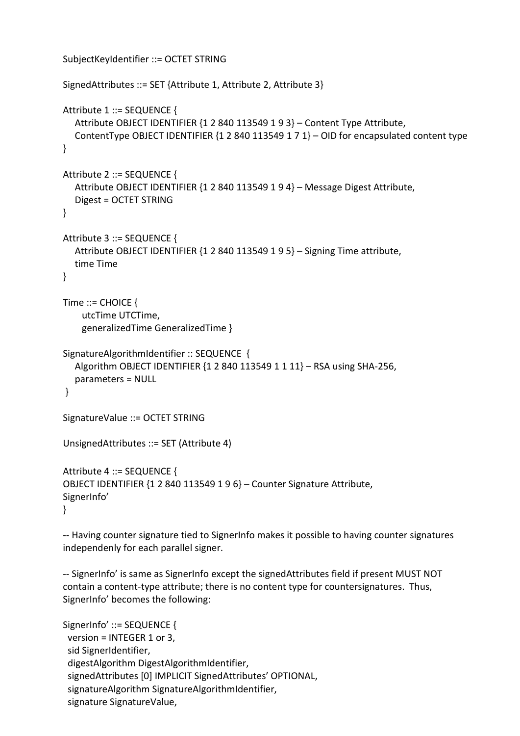```
SubjectKeyIdentifier ::= OCTET STRING

SignedAttributes ::= SET {Attribute 1, Attribute 2, Attribute 3}

Attribute 1 ::= SEQUENCE {
   Attribute OBJECT IDENTIFIER {1 2 840 113549 1 9 3} – Content Type Attribute,
   ContentType OBJECT IDENTIFIER {1 2 840 113549 1 7 1} – OID for encapsulated content type
}

Attribute 2 ::= SEQUENCE {
   Attribute OBJECT IDENTIFIER {1 2 840 113549 1 9 4} – Message Digest Attribute,
   Digest = OCTET STRING
}

Attribute 3 ::= SEQUENCE {
   Attribute OBJECT IDENTIFIER {1 2 840 113549 1 9 5} – Signing Time attribute,
   time Time
}

Time ::= CHOICE {
     utcTime UTCTime,
     generalizedTime GeneralizedTime }

SignatureAlgorithmIdentifier :: SEQUENCE  {
   Algorithm OBJECT IDENTIFIER {1 2 840 113549 1 1 11} – RSA using SHA-256,
   parameters = NULL
 }

SignatureValue ::= OCTET STRING

UnsignedAttributes ::= SET (Attribute 4)

Attribute 4 ::= SEQUENCE {
OBJECT IDENTIFIER {1 2 840 113549 1 9 6} – Counter Signature Attribute,
SignerInfo'
}
```

-- Having counter signature tied to SignerInfo makes it possible to having counter signatures independenly for each parallel signer.

-- SignerInfo' is same as SignerInfo except the signedAttributes field if present MUST NOT contain a content-type attribute; there is no content type for countersignatures. Thus, SignerInfo' becomes the following:

```
SignerInfo' ::= SEQUENCE {
 version = INTEGER 1 or 3,
 sid SignerIdentifier,
 digestAlgorithm DigestAlgorithmIdentifier,
 signedAttributes [0] IMPLICIT SignedAttributes' OPTIONAL,
 signatureAlgorithm SignatureAlgorithmIdentifier,
 signature SignatureValue,
```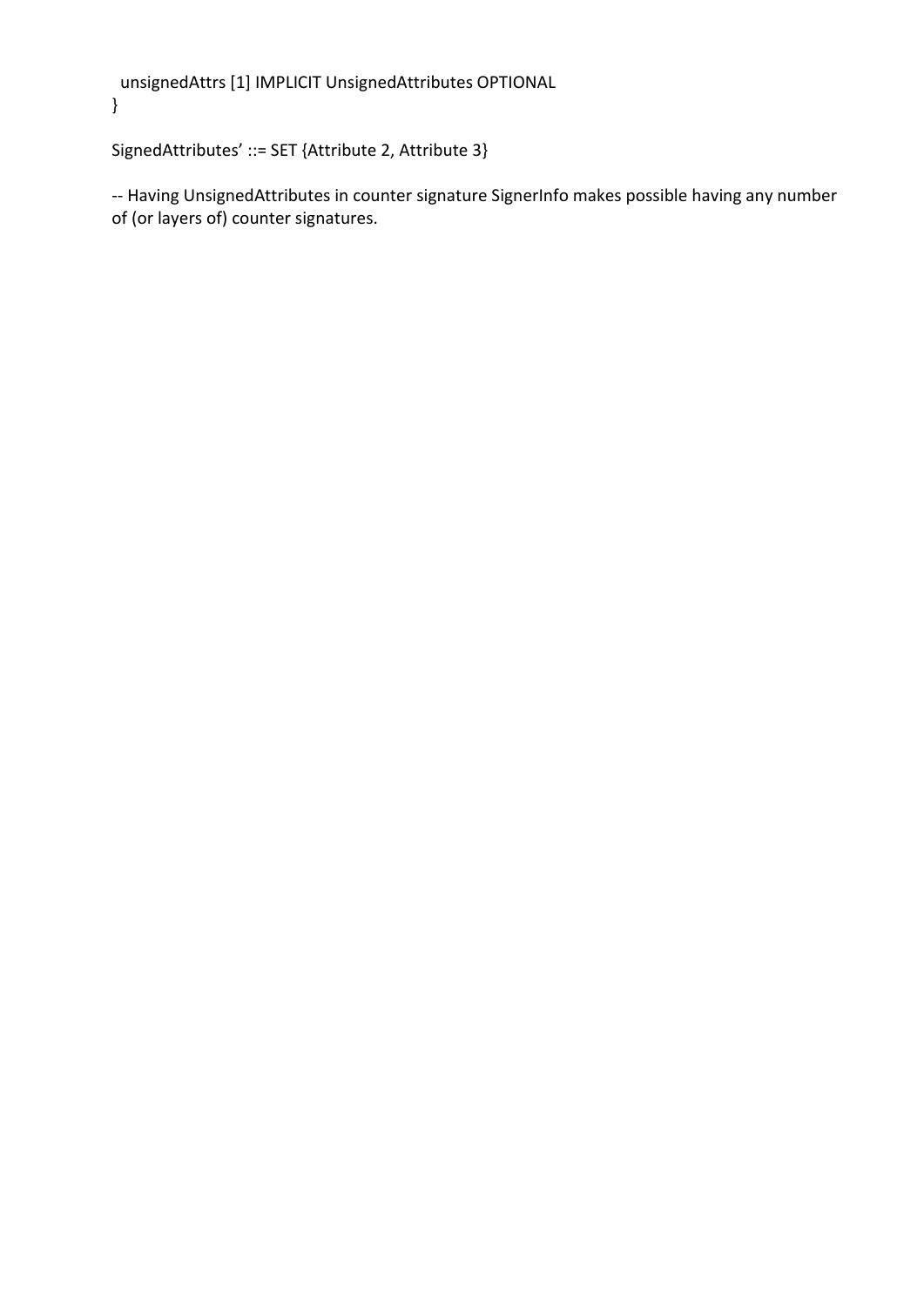```
  unsignedAttrs [1] IMPLICIT UnsignedAttributes OPTIONAL
}

SignedAttributes’ ::= SET {Attribute 2, Attribute 3}

-- Having UnsignedAttributes in counter signature SignerInfo makes possible having any number of (or layers of) counter signatures.
```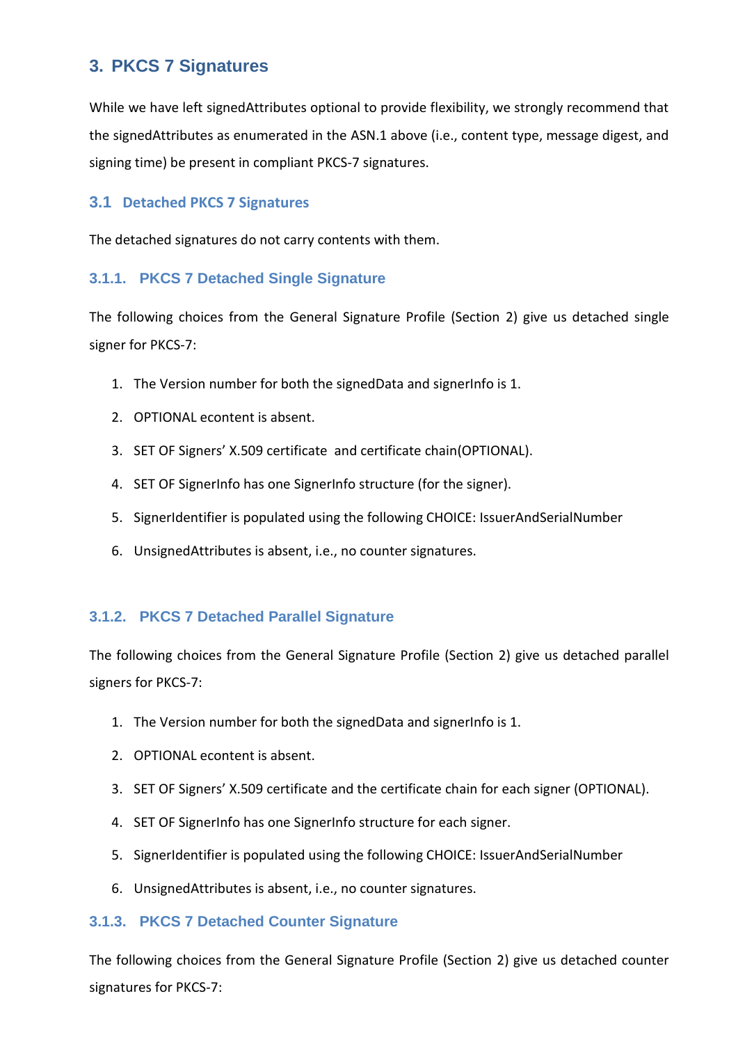## 3. PKCS 7 Signatures

While we have left signedAttributes optional to provide flexibility, we strongly recommend that the signedAttributes as enumerated in the ASN.1 above (i.e., content type, message digest, and signing time) be present in compliant PKCS-7 signatures.

### 3.1 Detached PKCS 7 Signatures

The detached signatures do not carry contents with them.

#### 3.1.1. PKCS 7 Detached Single Signature

The following choices from the General Signature Profile (Section 2) give us detached single signer for PKCS-7:

1. The Version number for both the signedData and signerInfo is 1.
2. OPTIONAL econtent is absent.
3. SET OF Signers' X.509 certificate and certificate chain(OPTIONAL).
4. SET OF SignerInfo has one SignerInfo structure (for the signer).
5. SignerIdentifier is populated using the following CHOICE: IssuerAndSerialNumber
6. UnsignedAttributes is absent, i.e., no counter signatures.

#### 3.1.2. PKCS 7 Detached Parallel Signature

The following choices from the General Signature Profile (Section 2) give us detached parallel signers for PKCS-7:

1. The Version number for both the signedData and signerInfo is 1.
2. OPTIONAL econtent is absent.
3. SET OF Signers' X.509 certificate and the certificate chain for each signer (OPTIONAL).
4. SET OF SignerInfo has one SignerInfo structure for each signer.
5. SignerIdentifier is populated using the following CHOICE: IssuerAndSerialNumber
6. UnsignedAttributes is absent, i.e., no counter signatures.

#### 3.1.3. PKCS 7 Detached Counter Signature

The following choices from the General Signature Profile (Section 2) give us detached counter signatures for PKCS-7: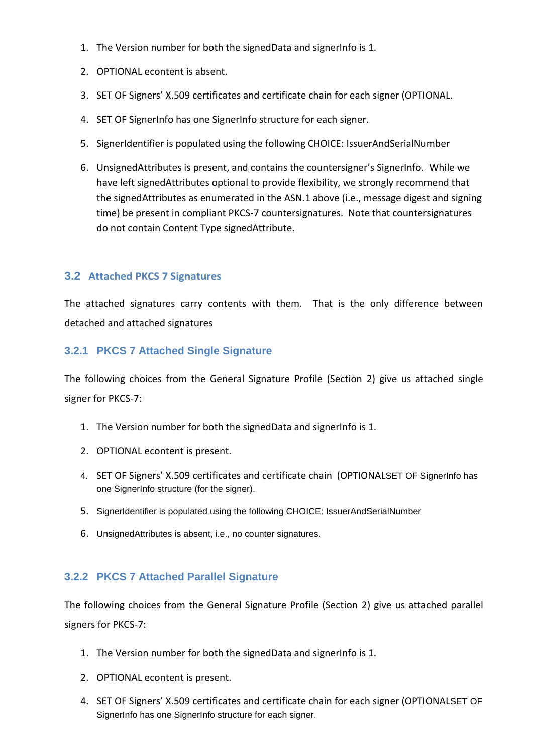1. The Version number for both the signedData and signerInfo is 1.
2. OPTIONAL econtent is absent.
3. SET OF Signers' X.509 certificates and certificate chain for each signer (OPTIONAL.
4. SET OF SignerInfo has one SignerInfo structure for each signer.
5. SignerIdentifier is populated using the following CHOICE: IssuerAndSerialNumber
6. UnsignedAttributes is present, and contains the countersigner's SignerInfo. While we have left signedAttributes optional to provide flexibility, we strongly recommend that the signedAttributes as enumerated in the ASN.1 above (i.e., message digest and signing time) be present in compliant PKCS-7 countersignatures. Note that countersignatures do not contain Content Type signedAttribute.

## 3.2 Attached PKCS 7 Signatures

The attached signatures carry contents with them. That is the only difference between detached and attached signatures

### 3.2.1 PKCS 7 Attached Single Signature

The following choices from the General Signature Profile (Section 2) give us attached single signer for PKCS-7:

1. The Version number for both the signedData and signerInfo is 1.
2. OPTIONAL econtent is present.
4. SET OF Signers' X.509 certificates and certificate chain (OPTIONALSET OF SignerInfo has one SignerInfo structure (for the signer).
5. SignerIdentifier is populated using the following CHOICE: IssuerAndSerialNumber
6. UnsignedAttributes is absent, i.e., no counter signatures.

### 3.2.2 PKCS 7 Attached Parallel Signature

The following choices from the General Signature Profile (Section 2) give us attached parallel signers for PKCS-7:

1. The Version number for both the signedData and signerInfo is 1.
2. OPTIONAL econtent is present.
4. SET OF Signers' X.509 certificates and certificate chain for each signer (OPTIONALSET OF SignerInfo has one SignerInfo structure for each signer.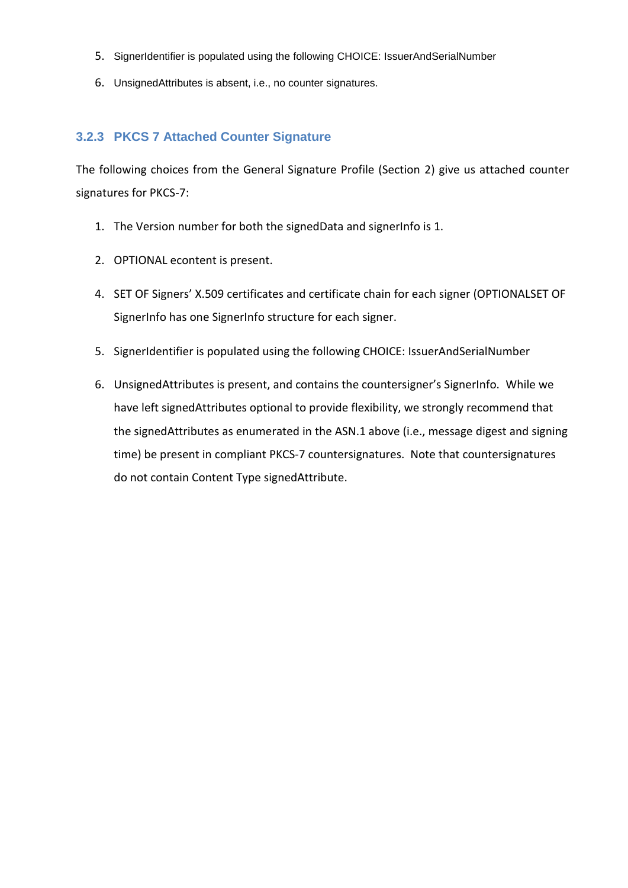5. SignerIdentifier is populated using the following CHOICE: IssuerAndSerialNumber

6. UnsignedAttributes is absent, i.e., no counter signatures.

### 3.2.3 PKCS 7 Attached Counter Signature

The following choices from the General Signature Profile (Section 2) give us attached counter signatures for PKCS-7:

1. The Version number for both the signedData and signerInfo is 1.

2. OPTIONAL econtent is present.

4. SET OF Signers' X.509 certificates and certificate chain for each signer (OPTIONALSET OF SignerInfo has one SignerInfo structure for each signer.

5. SignerIdentifier is populated using the following CHOICE: IssuerAndSerialNumber

6. UnsignedAttributes is present, and contains the countersigner's SignerInfo. While we have left signedAttributes optional to provide flexibility, we strongly recommend that the signedAttributes as enumerated in the ASN.1 above (i.e., message digest and signing time) be present in compliant PKCS-7 countersignatures. Note that countersignatures do not contain Content Type signedAttribute.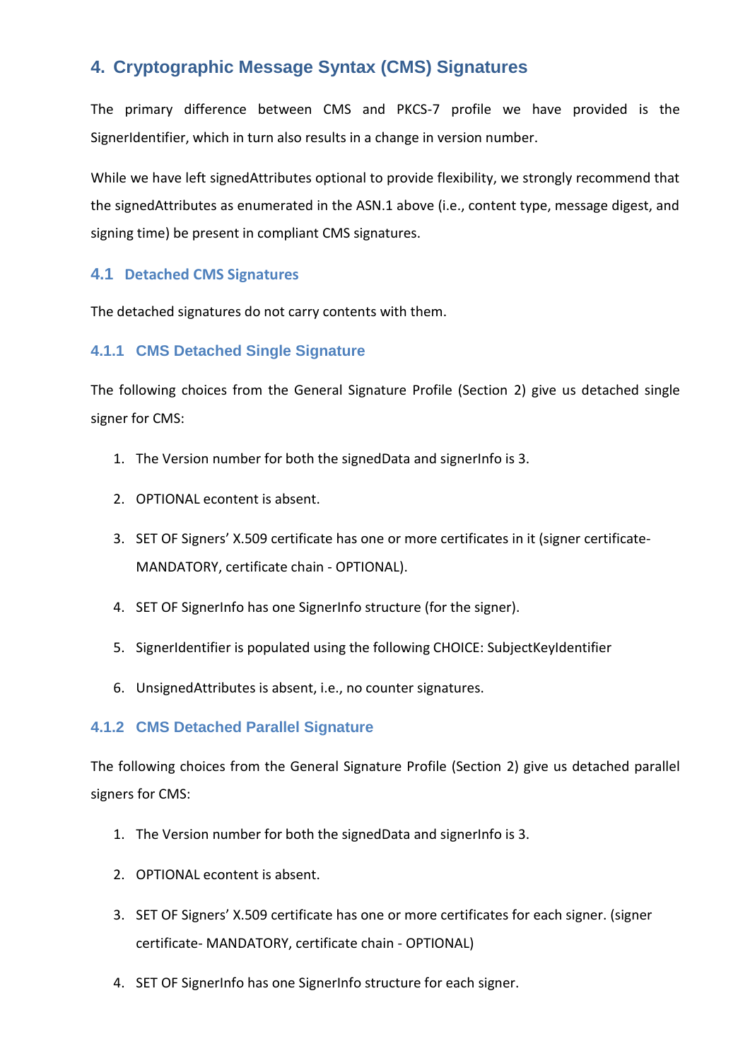## 4. Cryptographic Message Syntax (CMS) Signatures

The primary difference between CMS and PKCS-7 profile we have provided is the SignerIdentifier, which in turn also results in a change in version number.

While we have left signedAttributes optional to provide flexibility, we strongly recommend that the signedAttributes as enumerated in the ASN.1 above (i.e., content type, message digest, and signing time) be present in compliant CMS signatures.

### 4.1 Detached CMS Signatures

The detached signatures do not carry contents with them.

#### 4.1.1 CMS Detached Single Signature

The following choices from the General Signature Profile (Section 2) give us detached single signer for CMS:

1. The Version number for both the signedData and signerInfo is 3.
2. OPTIONAL econtent is absent.
3. SET OF Signers' X.509 certificate has one or more certificates in it (signer certificate- MANDATORY, certificate chain - OPTIONAL).
4. SET OF SignerInfo has one SignerInfo structure (for the signer).
5. SignerIdentifier is populated using the following CHOICE: SubjectKeyIdentifier
6. UnsignedAttributes is absent, i.e., no counter signatures.

#### 4.1.2 CMS Detached Parallel Signature

The following choices from the General Signature Profile (Section 2) give us detached parallel signers for CMS:

1. The Version number for both the signedData and signerInfo is 3.
2. OPTIONAL econtent is absent.
3. SET OF Signers' X.509 certificate has one or more certificates for each signer. (signer certificate- MANDATORY, certificate chain - OPTIONAL)
4. SET OF SignerInfo has one SignerInfo structure for each signer.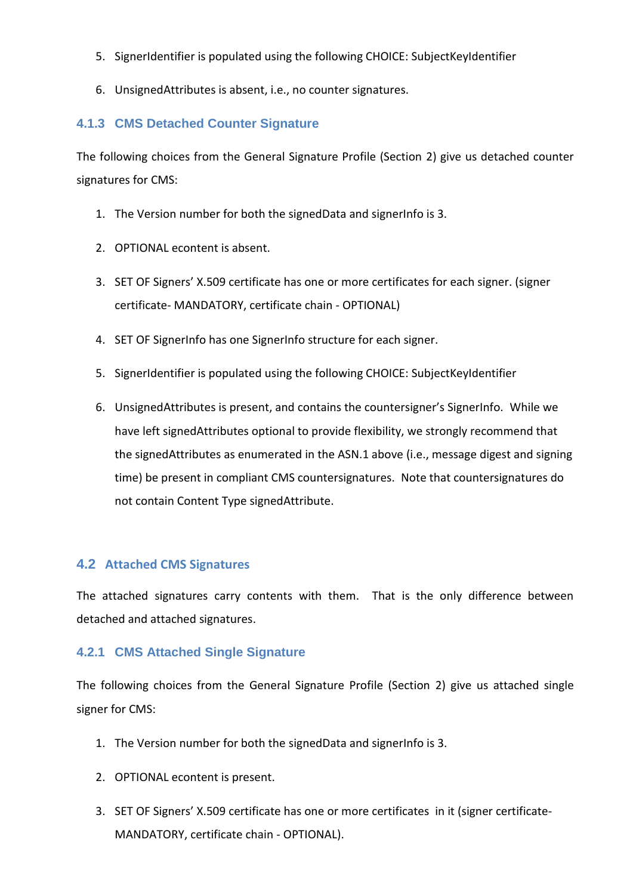5. SignerIdentifier is populated using the following CHOICE: SubjectKeyIdentifier

6. UnsignedAttributes is absent, i.e., no counter signatures.

### 4.1.3 CMS Detached Counter Signature

The following choices from the General Signature Profile (Section 2) give us detached counter signatures for CMS:

1. The Version number for both the signedData and signerInfo is 3.

2. OPTIONAL econtent is absent.

3. SET OF Signers' X.509 certificate has one or more certificates for each signer. (signer certificate- MANDATORY, certificate chain - OPTIONAL)

4. SET OF SignerInfo has one SignerInfo structure for each signer.

5. SignerIdentifier is populated using the following CHOICE: SubjectKeyIdentifier

6. UnsignedAttributes is present, and contains the countersigner's SignerInfo. While we have left signedAttributes optional to provide flexibility, we strongly recommend that the signedAttributes as enumerated in the ASN.1 above (i.e., message digest and signing time) be present in compliant CMS countersignatures. Note that countersignatures do not contain Content Type signedAttribute.

## 4.2 Attached CMS Signatures

The attached signatures carry contents with them. That is the only difference between detached and attached signatures.

### 4.2.1 CMS Attached Single Signature

The following choices from the General Signature Profile (Section 2) give us attached single signer for CMS:

1. The Version number for both the signedData and signerInfo is 3.

2. OPTIONAL econtent is present.

3. SET OF Signers' X.509 certificate has one or more certificates in it (signer certificate- MANDATORY, certificate chain - OPTIONAL).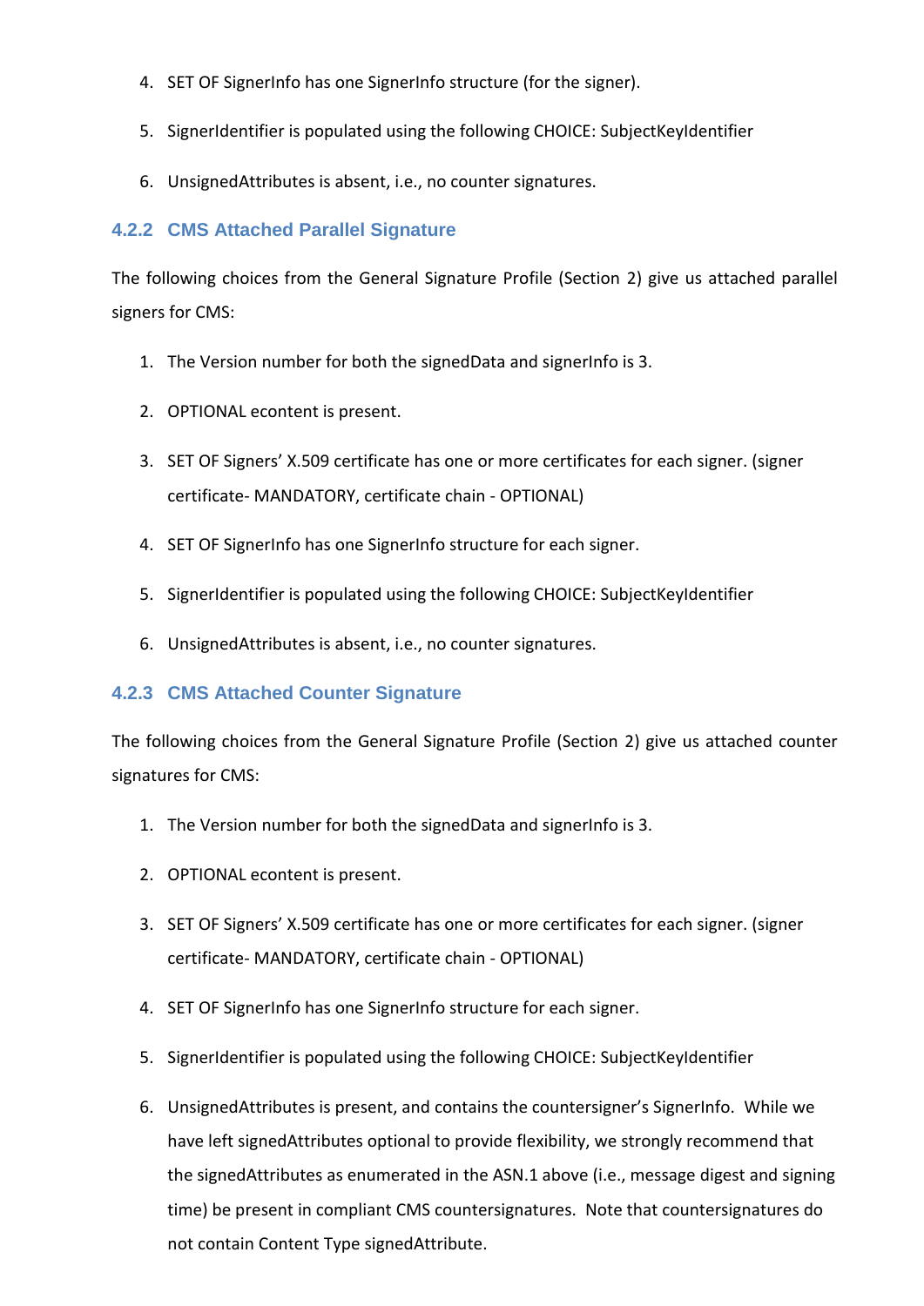4. SET OF SignerInfo has one SignerInfo structure (for the signer).

5. SignerIdentifier is populated using the following CHOICE: SubjectKeyIdentifier

6. UnsignedAttributes is absent, i.e., no counter signatures.

### 4.2.2 CMS Attached Parallel Signature

The following choices from the General Signature Profile (Section 2) give us attached parallel signers for CMS:

1. The Version number for both the signedData and signerInfo is 3.

2. OPTIONAL econtent is present.

3. SET OF Signers' X.509 certificate has one or more certificates for each signer. (signer certificate- MANDATORY, certificate chain - OPTIONAL)

4. SET OF SignerInfo has one SignerInfo structure for each signer.

5. SignerIdentifier is populated using the following CHOICE: SubjectKeyIdentifier

6. UnsignedAttributes is absent, i.e., no counter signatures.

### 4.2.3 CMS Attached Counter Signature

The following choices from the General Signature Profile (Section 2) give us attached counter signatures for CMS:

1. The Version number for both the signedData and signerInfo is 3.

2. OPTIONAL econtent is present.

3. SET OF Signers' X.509 certificate has one or more certificates for each signer. (signer certificate- MANDATORY, certificate chain - OPTIONAL)

4. SET OF SignerInfo has one SignerInfo structure for each signer.

5. SignerIdentifier is populated using the following CHOICE: SubjectKeyIdentifier

6. UnsignedAttributes is present, and contains the countersigner's SignerInfo. While we have left signedAttributes optional to provide flexibility, we strongly recommend that the signedAttributes as enumerated in the ASN.1 above (i.e., message digest and signing time) be present in compliant CMS countersignatures. Note that countersignatures do not contain Content Type signedAttribute.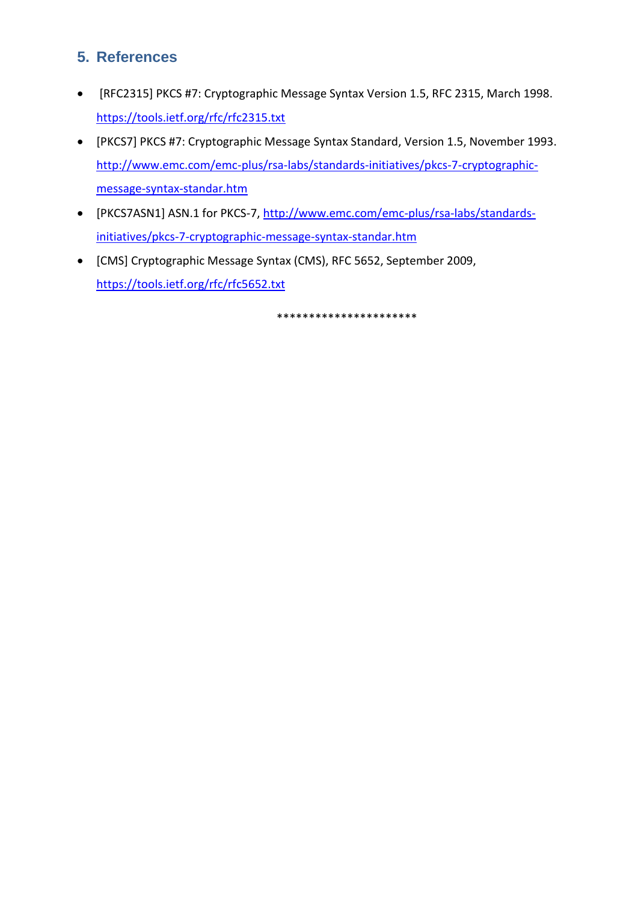## 5. References

- [RFC2315] PKCS #7: Cryptographic Message Syntax Version 1.5, RFC 2315, March 1998. https://tools.ietf.org/rfc/rfc2315.txt
- [PKCS7] PKCS #7: Cryptographic Message Syntax Standard, Version 1.5, November 1993. http://www.emc.com/emc-plus/rsa-labs/standards-initiatives/pkcs-7-cryptographic-message-syntax-standar.htm
- [PKCS7ASN1] ASN.1 for PKCS-7, http://www.emc.com/emc-plus/rsa-labs/standards-initiatives/pkcs-7-cryptographic-message-syntax-standar.htm
- [CMS] Cryptographic Message Syntax (CMS), RFC 5652, September 2009, https://tools.ietf.org/rfc/rfc5652.txt

*********************